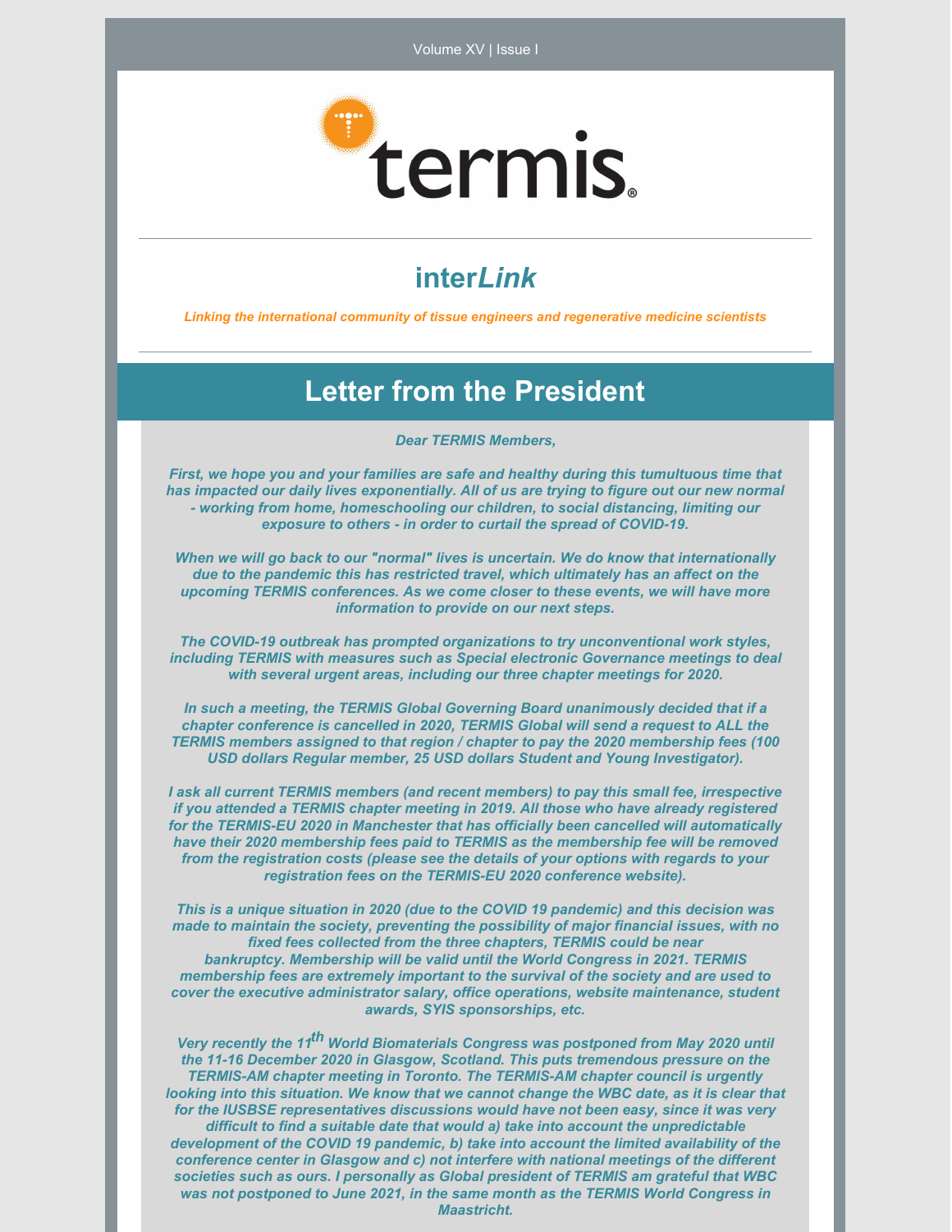# termis

## inter*Link*

*Linking the international community of tissue engineers and regenerative medicine scientists*

## Letter from the President

*Dear TERMIS Members,*

*First, we hope you and your families are safe and healthy during this tumultuous time that has impacted our daily lives exponentially. All of us are trying to figure out our new normal - working from home, homeschooling our children, to social distancing, limiting our exposure to others - in order to curtail the spread of COVID-19.*

*When we will go back to our "normal" lives is uncertain. We do know that internationally due to the pandemic this has restricted travel, which ultimately has an affect on the upcoming TERMIS conferences. As we come closer to these events, we will have more information to provide on our next steps.*

*The COVID-19 outbreak has prompted organizations to try unconventional work styles, including TERMIS with measures such as Special electronic Governance meetings to deal with several urgent areas, including our three chapter meetings for 2020.*

*In such a meeting, the TERMIS Global Governing Board unanimously decided that if a chapter conference is cancelled in 2020, TERMIS Global will send a request to ALL the TERMIS members assigned to that region / chapter to pay the 2020 membership fees (100 USD dollars Regular member, 25 USD dollars Student and Young Investigator).*

*I ask all current TERMIS members (and recent members) to pay this small fee, irrespective if you attended a TERMIS chapter meeting in 2019. All those who have already registered for the TERMIS-EU 2020 in Manchester that has officially been cancelled will automatically have their 2020 membership fees paid to TERMIS as the membership fee will be removed from the registration costs (please see the details of your options with regards to your registration fees on the TERMIS-EU 2020 conference website).*

*This is a unique situation in 2020 (due to the COVID 19 pandemic) and this decision was made to maintain the society, preventing the possibility of major financial issues, with no fixed fees collected from the three chapters, TERMIS could be near bankruptcy. Membership will be valid until the World Congress in 2021. TERMIS membership fees are extremely important to the survival of the society and are used to cover the executive administrator salary, office operations, website maintenance, student awards, SYIS sponsorships, etc.*

*Very recently the 11th World Biomaterials Congress was postponed from May 2020 until the 11-16 December 2020 in Glasgow, Scotland. This puts tremendous pressure on the TERMIS-AM chapter meeting in Toronto. The TERMIS-AM chapter council is urgently looking into this situation. We know that we cannot change the WBC date, as it is clear that for the IUSBSE representatives discussions would have not been easy, since it was very difficult to find a suitable date that would a) take into account the unpredictable development of the COVID 19 pandemic, b) take into account the limited availability of the conference center in Glasgow and c) not interfere with national meetings of the different societies such as ours. I personally as Global president of TERMIS am grateful that WBC was not postponed to June 2021, in the same month as the TERMIS World Congress in Maastricht.*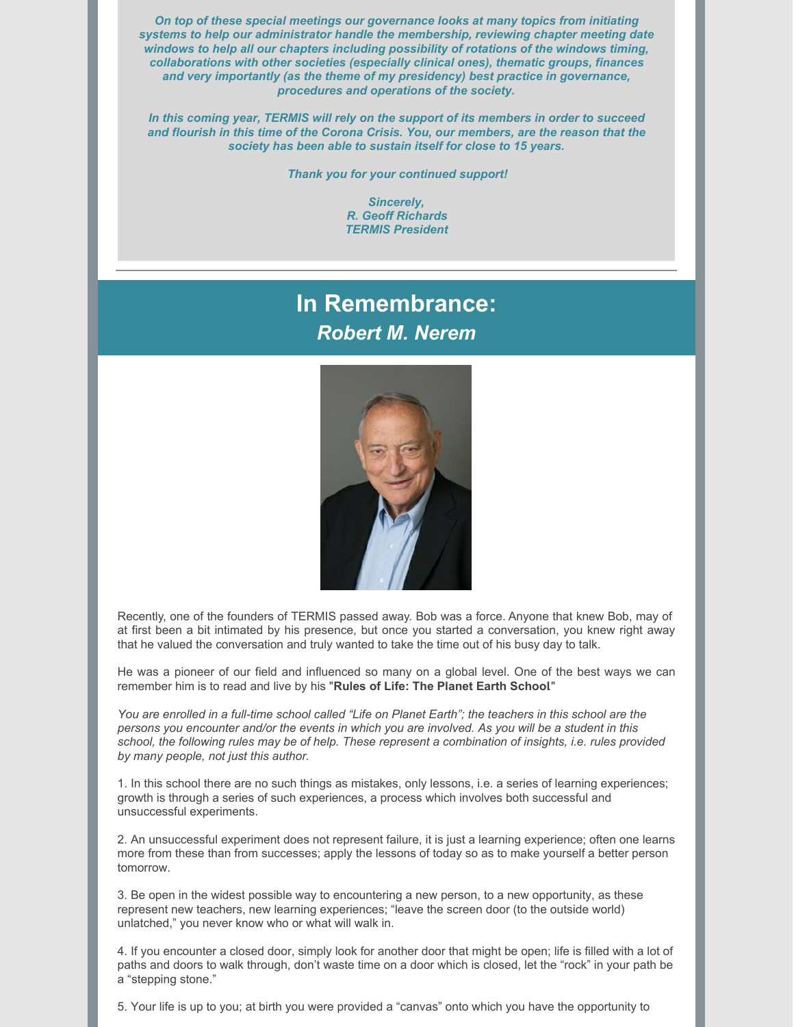***On top of these special meetings our governance looks at many topics from initiating systems to help our administrator handle the membership, reviewing chapter meeting date windows to help all our chapters including possibility of rotations of the windows timing, collaborations with other societies (especially clinical ones), thematic groups, finances and very importantly (as the theme of my presidency) best practice in governance, procedures and operations of the society.***

***In this coming year, TERMIS will rely on the support of its members in order to succeed and flourish in this time of the Corona Crisis. You, our members, are the reason that the society has been able to sustain itself for close to 15 years.***

***Thank you for your continued support!***

***Sincerely,***
***R. Geoff Richards***
***TERMIS President***

## In Remembrance:
## *Robert M. Nerem*

Recently, one of the founders of TERMIS passed away. Bob was a force. Anyone that knew Bob, may of at first been a bit intimated by his presence, but once you started a conversation, you knew right away that he valued the conversation and truly wanted to take the time out of his busy day to talk.

He was a pioneer of our field and influenced so many on a global level. One of the best ways we can remember him is to read and live by his "**Rules of Life: The Planet Earth School**"

*You are enrolled in a full-time school called "Life on Planet Earth"; the teachers in this school are the persons you encounter and/or the events in which you are involved. As you will be a student in this school, the following rules may be of help. These represent a combination of insights, i.e. rules provided by many people, not just this author.*

1. In this school there are no such things as mistakes, only lessons, i.e. a series of learning experiences; growth is through a series of such experiences, a process which involves both successful and unsuccessful experiments.

2. An unsuccessful experiment does not represent failure, it is just a learning experience; often one learns more from these than from successes; apply the lessons of today so as to make yourself a better person tomorrow.

3. Be open in the widest possible way to encountering a new person, to a new opportunity, as these represent new teachers, new learning experiences; "leave the screen door (to the outside world) unlatched," you never know who or what will walk in.

4. If you encounter a closed door, simply look for another door that might be open; life is filled with a lot of paths and doors to walk through, don't waste time on a door which is closed, let the "rock" in your path be a "stepping stone."

5. Your life is up to you; at birth you were provided a "canvas" onto which you have the opportunity to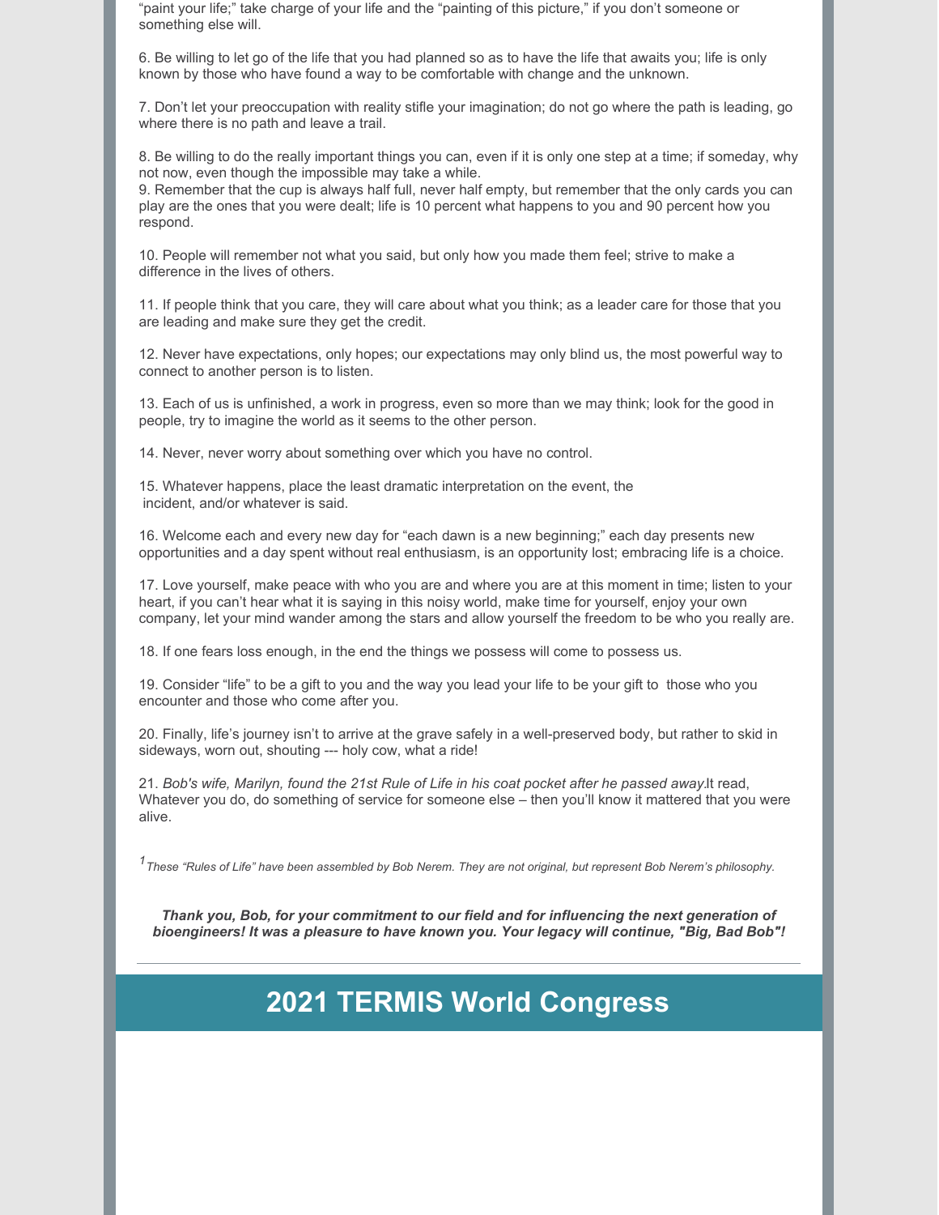"paint your life;" take charge of your life and the "painting of this picture," if you don't someone or something else will.

6. Be willing to let go of the life that you had planned so as to have the life that awaits you; life is only known by those who have found a way to be comfortable with change and the unknown.

7. Don't let your preoccupation with reality stifle your imagination; do not go where the path is leading, go where there is no path and leave a trail.

8. Be willing to do the really important things you can, even if it is only one step at a time; if someday, why not now, even though the impossible may take a while.

9. Remember that the cup is always half full, never half empty, but remember that the only cards you can play are the ones that you were dealt; life is 10 percent what happens to you and 90 percent how you respond.

10. People will remember not what you said, but only how you made them feel; strive to make a difference in the lives of others.

11. If people think that you care, they will care about what you think; as a leader care for those that you are leading and make sure they get the credit.

12. Never have expectations, only hopes; our expectations may only blind us, the most powerful way to connect to another person is to listen.

13. Each of us is unfinished, a work in progress, even so more than we may think; look for the good in people, try to imagine the world as it seems to the other person.

14. Never, never worry about something over which you have no control.

15. Whatever happens, place the least dramatic interpretation on the event, the incident, and/or whatever is said.

16. Welcome each and every new day for "each dawn is a new beginning;" each day presents new opportunities and a day spent without real enthusiasm, is an opportunity lost; embracing life is a choice.

17. Love yourself, make peace with who you are and where you are at this moment in time; listen to your heart, if you can't hear what it is saying in this noisy world, make time for yourself, enjoy your own company, let your mind wander among the stars and allow yourself the freedom to be who you really are.

18. If one fears loss enough, in the end the things we possess will come to possess us.

19. Consider "life" to be a gift to you and the way you lead your life to be your gift to those who you encounter and those who come after you.

20. Finally, life's journey isn't to arrive at the grave safely in a well-preserved body, but rather to skid in sideways, worn out, shouting --- holy cow, what a ride!

21. *Bob's wife, Marilyn, found the 21st Rule of Life in his coat pocket after he passed away.* It read, Whatever you do, do something of service for someone else – then you'll know it mattered that you were alive.

*[1] These "Rules of Life" have been assembled by Bob Nerem. They are not original, but represent Bob Nerem's philosophy.*

***Thank you, Bob, for your commitment to our field and for influencing the next generation of bioengineers! It was a pleasure to have known you. Your legacy will continue, "Big, Bad Bob"!***

---

## 2021 TERMIS World Congress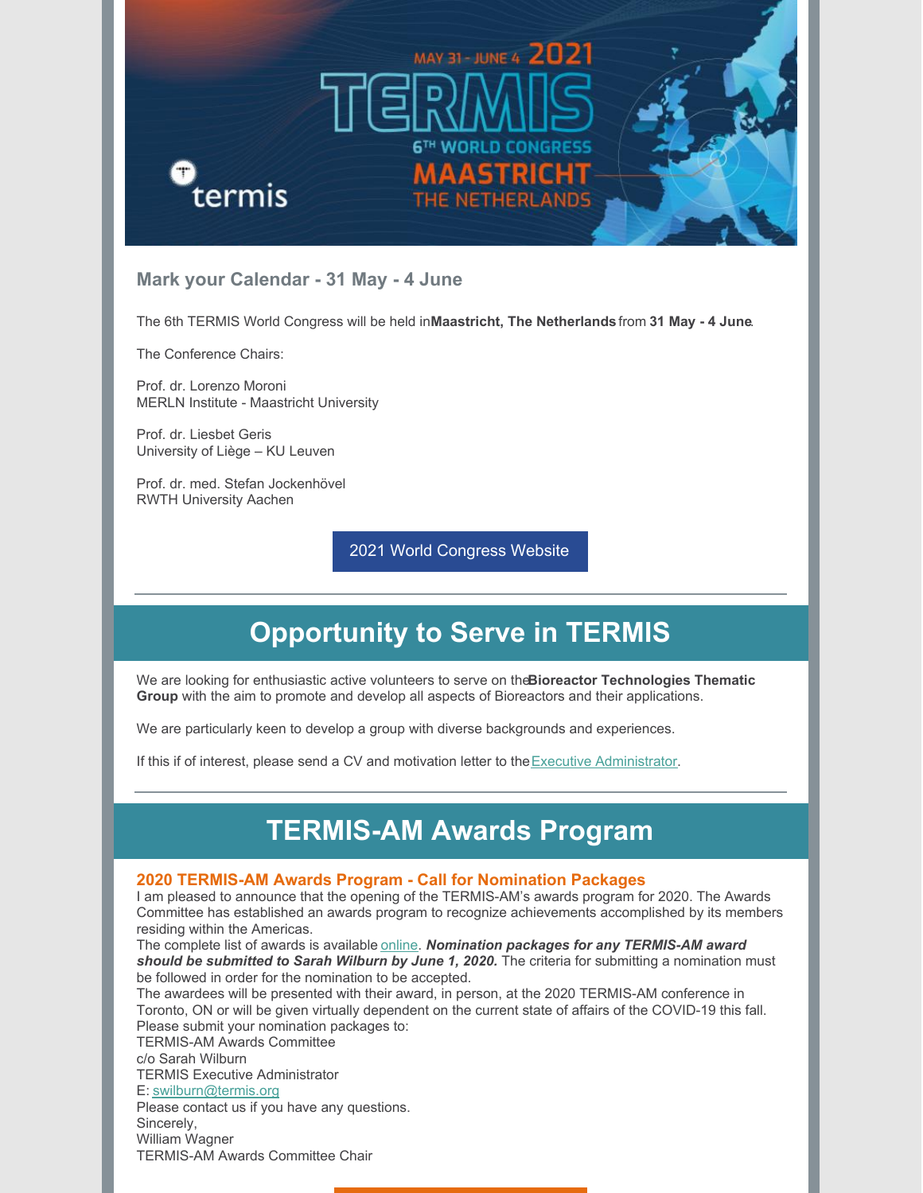### Mark your Calendar - 31 May - 4 June

The 6th TERMIS World Congress will be held in **Maastricht, The Netherlands** from **31 May - 4 June**.

The Conference Chairs:

Prof. dr. Lorenzo Moroni
MERLN Institute - Maastricht University

Prof. dr. Liesbet Geris
University of Liège – KU Leuven

Prof. dr. med. Stefan Jockenhövel
RWTH University Aachen

2021 World Congress Website

---

## Opportunity to Serve in TERMIS

We are looking for enthusiastic active volunteers to serve on the **Bioreactor Technologies Thematic Group** with the aim to promote and develop all aspects of Bioreactors and their applications.

We are particularly keen to develop a group with diverse backgrounds and experiences.

If this if of interest, please send a CV and motivation letter to the Executive Administrator.

---

## TERMIS-AM Awards Program

### 2020 TERMIS-AM Awards Program - Call for Nomination Packages

I am pleased to announce that the opening of the TERMIS-AM's awards program for 2020. The Awards Committee has established an awards program to recognize achievements accomplished by its members residing within the Americas.

The complete list of awards is available online. ***Nomination packages for any TERMIS-AM award should be submitted to Sarah Wilburn by June 1, 2020.*** The criteria for submitting a nomination must be followed in order for the nomination to be accepted.

The awardees will be presented with their award, in person, at the 2020 TERMIS-AM conference in Toronto, ON or will be given virtually dependent on the current state of affairs of the COVID-19 this fall.

Please submit your nomination packages to:
TERMIS-AM Awards Committee
c/o Sarah Wilburn
TERMIS Executive Administrator
E: swilburn@termis.org

Please contact us if you have any questions.

Sincerely,
William Wagner
TERMIS-AM Awards Committee Chair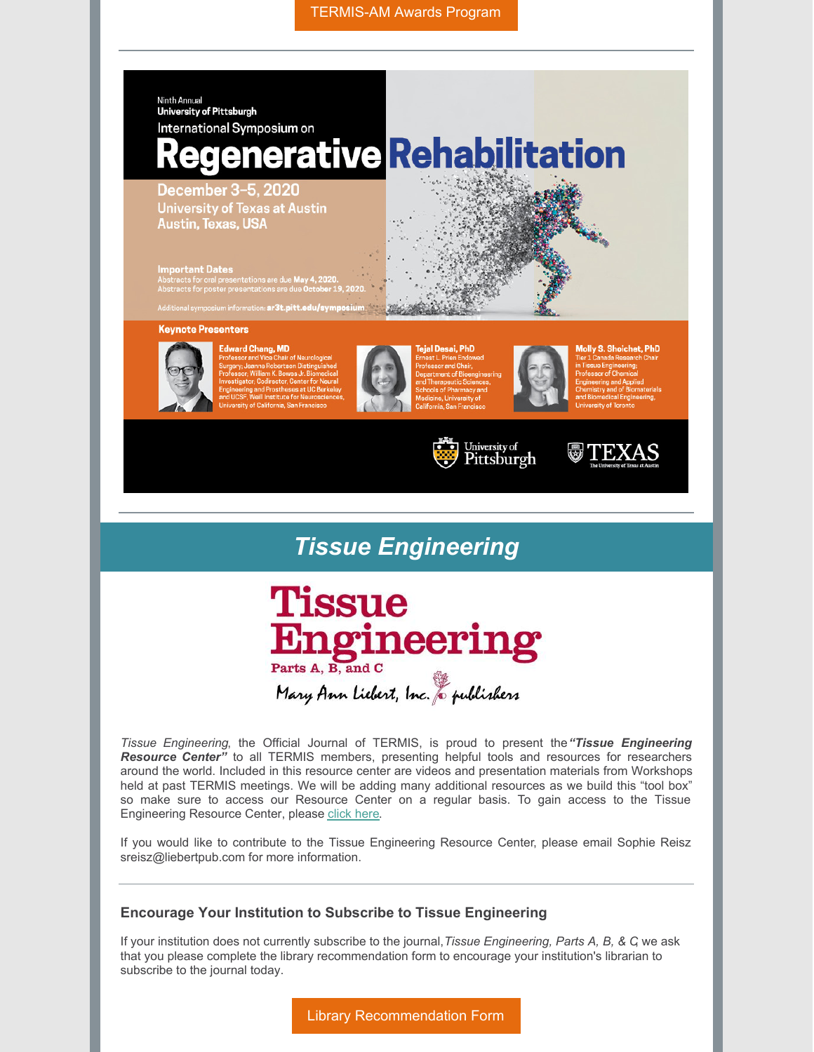TERMIS-AM Awards Program

---

Ninth Annual
University of Pittsburgh
International Symposium on

# Regenerative Rehabilitation

December 3–5, 2020
University of Texas at Austin
Austin, Texas, USA

**Important Dates**
Abstracts for oral presentations are due **May 4, 2020.**
Abstracts for poster presentations are due **October 19, 2020.**

Additional symposium information: **ar3t.pitt.edu/symposium**

**Keynote Presenters**

**Edward Chang, MD**
Professor and Vice Chair of Neurological Surgery; Joanna Robertson Distinguished Professor, William K. Bowes Jr. Biomedical Investigator, Codirector, Center for Neural Engineering and Prostheses at UC Berkeley and UCSF, Weill Institute for Neurosciences, University of California, San Francisco

**Tejal Desai, PhD**
Ernest L. Prien Endowed Professor and Chair, Department of Bioengineering and Therapeutic Sciences, Schools of Pharmacy and Medicine, University of California, San Francisco

**Molly S. Shoichet, PhD**
Tier 1 Canada Research Chair in Tissue Engineering; Professor of Chemical Engineering and Applied Chemistry and of Biomaterials and Biomedical Engineering, University of Toronto

University of Pittsburgh
TEXAS The University of Texas at Austin

---

## *Tissue Engineering*

Tissue Engineering
Parts A, B, and C
Mary Ann Liebert, Inc. publishers

*Tissue Engineering*, the Official Journal of TERMIS, is proud to present the ***"Tissue Engineering Resource Center"*** to all TERMIS members, presenting helpful tools and resources for researchers around the world. Included in this resource center are videos and presentation materials from Workshops held at past TERMIS meetings. We will be adding many additional resources as we build this "tool box" so make sure to access our Resource Center on a regular basis. To gain access to the Tissue Engineering Resource Center, please click here.

If you would like to contribute to the Tissue Engineering Resource Center, please email Sophie Reisz sreisz@liebertpub.com for more information.

---

### Encourage Your Institution to Subscribe to Tissue Engineering

If your institution does not currently subscribe to the journal, *Tissue Engineering, Parts A, B, & C*, we ask that you please complete the library recommendation form to encourage your institution's librarian to subscribe to the journal today.

Library Recommendation Form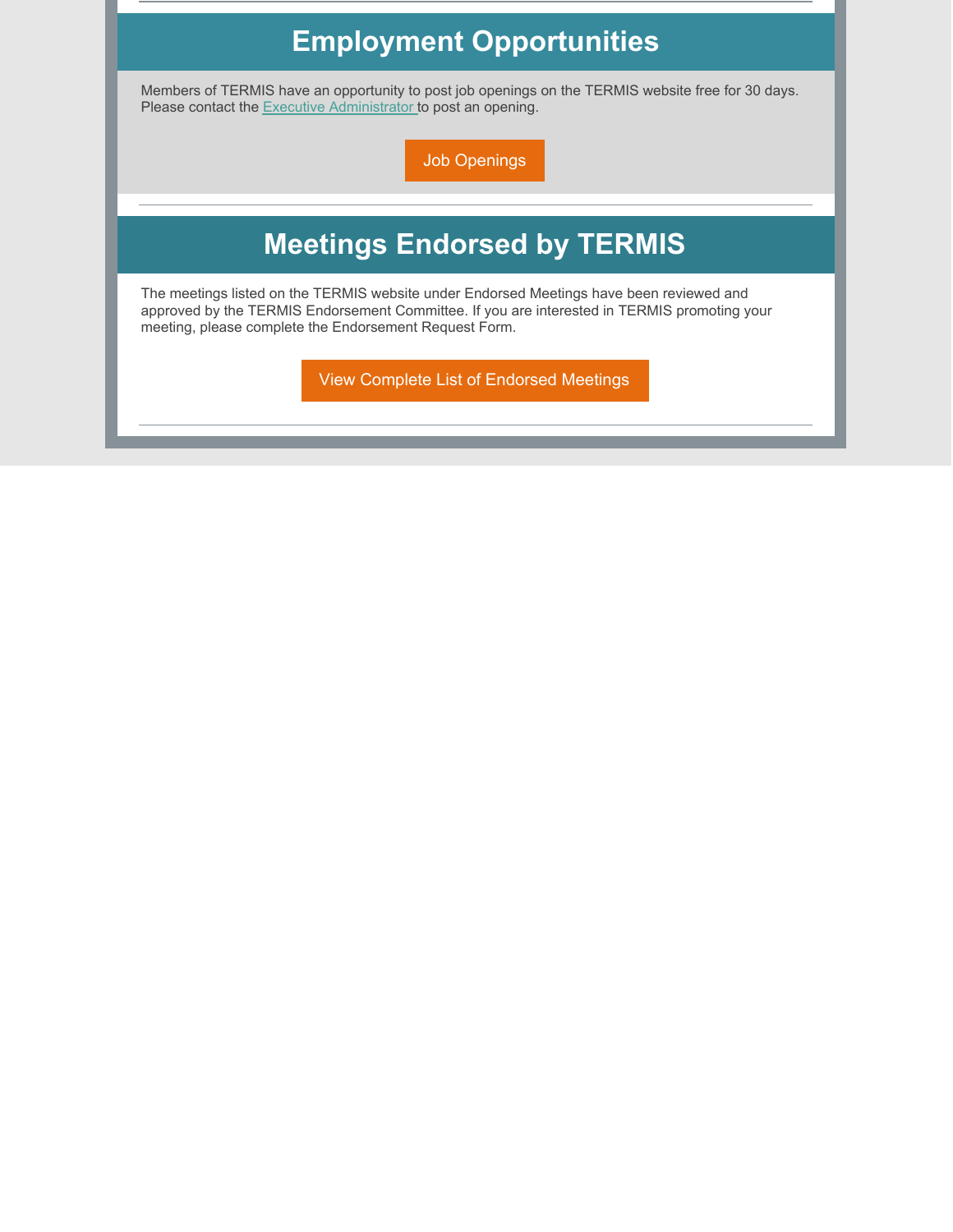## Employment Opportunities

Members of TERMIS have an opportunity to post job openings on the TERMIS website free for 30 days. Please contact the Executive Administrator to post an opening.

Job Openings

## Meetings Endorsed by TERMIS

The meetings listed on the TERMIS website under Endorsed Meetings have been reviewed and approved by the TERMIS Endorsement Committee. If you are interested in TERMIS promoting your meeting, please complete the Endorsement Request Form.

View Complete List of Endorsed Meetings